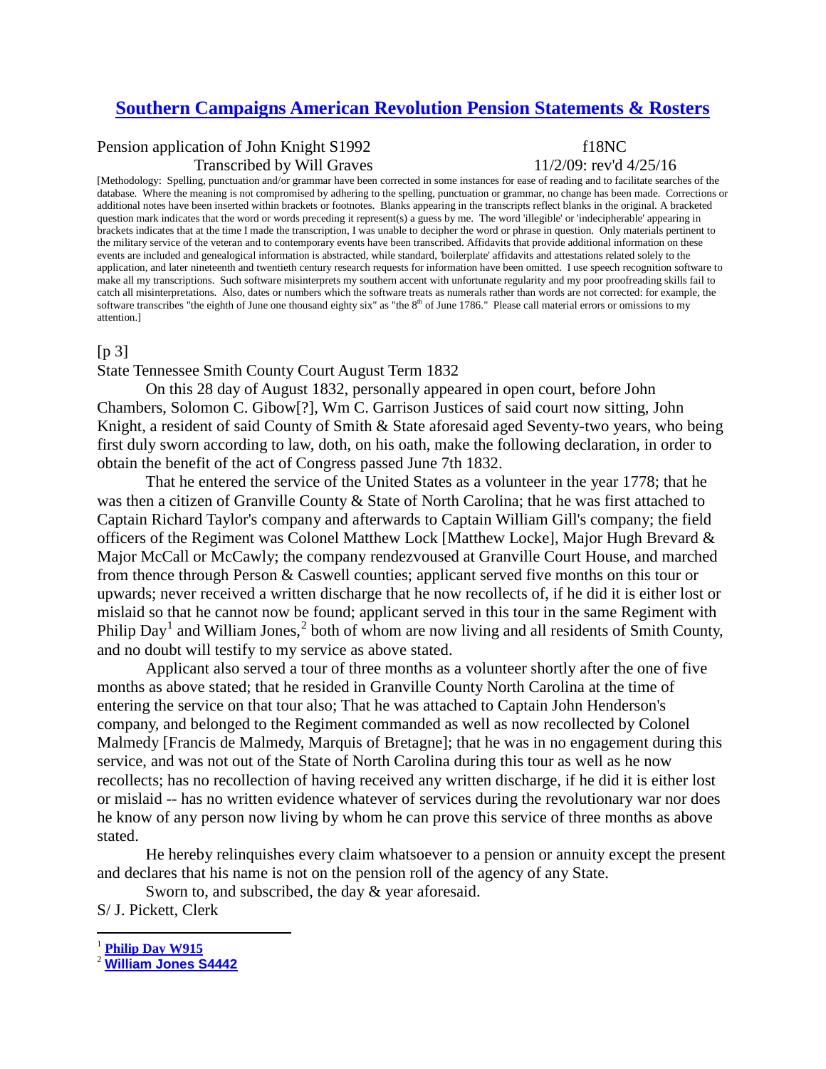# [Southern Campaigns American Revolution Pension Statements & Rosters](#)

Pension application of John Knight S1992 f18NC
Transcribed by Will Graves 11/2/09: rev'd 4/25/16

[Methodology: Spelling, punctuation and/or grammar have been corrected in some instances for ease of reading and to facilitate searches of the database. Where the meaning is not compromised by adhering to the spelling, punctuation or grammar, no change has been made. Corrections or additional notes have been inserted within brackets or footnotes. Blanks appearing in the transcripts reflect blanks in the original. A bracketed question mark indicates that the word or words preceding it represent(s) a guess by me. The word 'illegible' or 'indecipherable' appearing in brackets indicates that at the time I made the transcription, I was unable to decipher the word or phrase in question. Only materials pertinent to the military service of the veteran and to contemporary events have been transcribed. Affidavits that provide additional information on these events are included and genealogical information is abstracted, while standard, 'boilerplate' affidavits and attestations related solely to the application, and later nineteenth and twentieth century research requests for information have been omitted. I use speech recognition software to make all my transcriptions. Such software misinterprets my southern accent with unfortunate regularity and my poor proofreading skills fail to catch all misinterpretations. Also, dates or numbers which the software treats as numerals rather than words are not corrected: for example, the software transcribes "the eighth of June one thousand eighty six" as "the 8th of June 1786." Please call material errors or omissions to my attention.]

[p 3]

State Tennessee Smith County Court August Term 1832

On this 28 day of August 1832, personally appeared in open court, before John Chambers, Solomon C. Gibow[?], Wm C. Garrison Justices of said court now sitting, John Knight, a resident of said County of Smith & State aforesaid aged Seventy-two years, who being first duly sworn according to law, doth, on his oath, make the following declaration, in order to obtain the benefit of the act of Congress passed June 7th 1832.

That he entered the service of the United States as a volunteer in the year 1778; that he was then a citizen of Granville County & State of North Carolina; that he was first attached to Captain Richard Taylor's company and afterwards to Captain William Gill's company; the field officers of the Regiment was Colonel Matthew Lock [Matthew Locke], Major Hugh Brevard & Major McCall or McCawly; the company rendezvoused at Granville Court House, and marched from thence through Person & Caswell counties; applicant served five months on this tour or upwards; never received a written discharge that he now recollects of, if he did it is either lost or mislaid so that he cannot now be found; applicant served in this tour in the same Regiment with Philip Day[1] and William Jones,[2] both of whom are now living and all residents of Smith County, and no doubt will testify to my service as above stated.

Applicant also served a tour of three months as a volunteer shortly after the one of five months as above stated; that he resided in Granville County North Carolina at the time of entering the service on that tour also; That he was attached to Captain John Henderson's company, and belonged to the Regiment commanded as well as now recollected by Colonel Malmedy [Francis de Malmedy, Marquis of Bretagne]; that he was in no engagement during this service, and was not out of the State of North Carolina during this tour as well as he now recollects; has no recollection of having received any written discharge, if he did it is either lost or mislaid -- has no written evidence whatever of services during the revolutionary war nor does he know of any person now living by whom he can prove this service of three months as above stated.

He hereby relinquishes every claim whatsoever to a pension or annuity except the present and declares that his name is not on the pension roll of the agency of any State.

Sworn to, and subscribed, the day & year aforesaid.

S/ J. Pickett, Clerk

---

[1] **Philip Day W915**

[2] **William Jones S4442**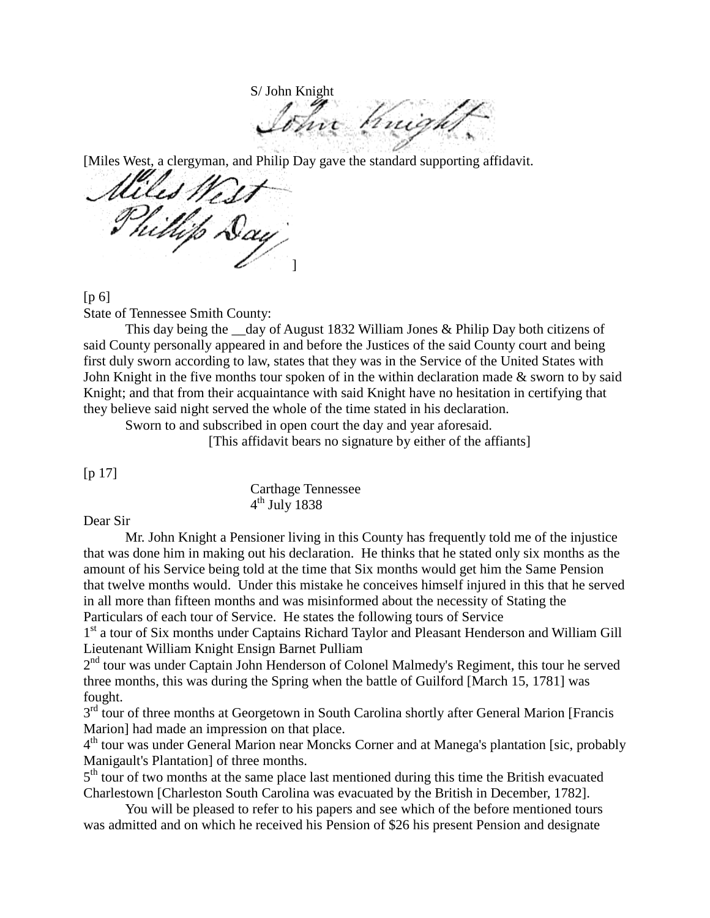S/ John Knight

[Miles West, a clergyman, and Philip Day gave the standard supporting affidavit.
]

[p 6]
State of Tennessee Smith County:

This day being the __day of August 1832 William Jones & Philip Day both citizens of said County personally appeared in and before the Justices of the said County court and being first duly sworn according to law, states that they was in the Service of the United States with John Knight in the five months tour spoken of in the within declaration made & sworn to by said Knight; and that from their acquaintance with said Knight have no hesitation in certifying that they believe said night served the whole of the time stated in his declaration.

Sworn to and subscribed in open court the day and year aforesaid.

[This affidavit bears no signature by either of the affiants]

[p 17]

Carthage Tennessee
4th July 1838

Dear Sir

Mr. John Knight a Pensioner living in this County has frequently told me of the injustice that was done him in making out his declaration. He thinks that he stated only six months as the amount of his Service being told at the time that Six months would get him the Same Pension that twelve months would. Under this mistake he conceives himself injured in this that he served in all more than fifteen months and was misinformed about the necessity of Stating the Particulars of each tour of Service. He states the following tours of Service

1st a tour of Six months under Captains Richard Taylor and Pleasant Henderson and William Gill Lieutenant William Knight Ensign Barnet Pulliam

2nd tour was under Captain John Henderson of Colonel Malmedy's Regiment, this tour he served three months, this was during the Spring when the battle of Guilford [March 15, 1781] was fought.

3rd tour of three months at Georgetown in South Carolina shortly after General Marion [Francis Marion] had made an impression on that place.

4th tour was under General Marion near Moncks Corner and at Manega's plantation [sic, probably Manigault's Plantation] of three months.

5th tour of two months at the same place last mentioned during this time the British evacuated Charlestown [Charleston South Carolina was evacuated by the British in December, 1782].

You will be pleased to refer to his papers and see which of the before mentioned tours was admitted and on which he received his Pension of $26 his present Pension and designate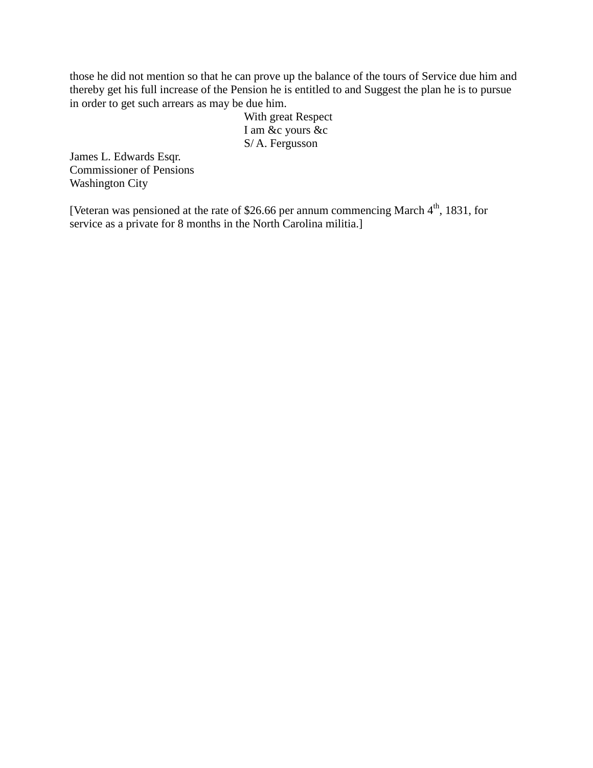those he did not mention so that he can prove up the balance of the tours of Service due him and thereby get his full increase of the Pension he is entitled to and Suggest the plan he is to pursue in order to get such arrears as may be due him.

With great Respect
I am &c yours &c
S/ A. Fergusson

James L. Edwards Esqr.
Commissioner of Pensions
Washington City

[Veteran was pensioned at the rate of $26.66 per annum commencing March 4th, 1831, for service as a private for 8 months in the North Carolina militia.]